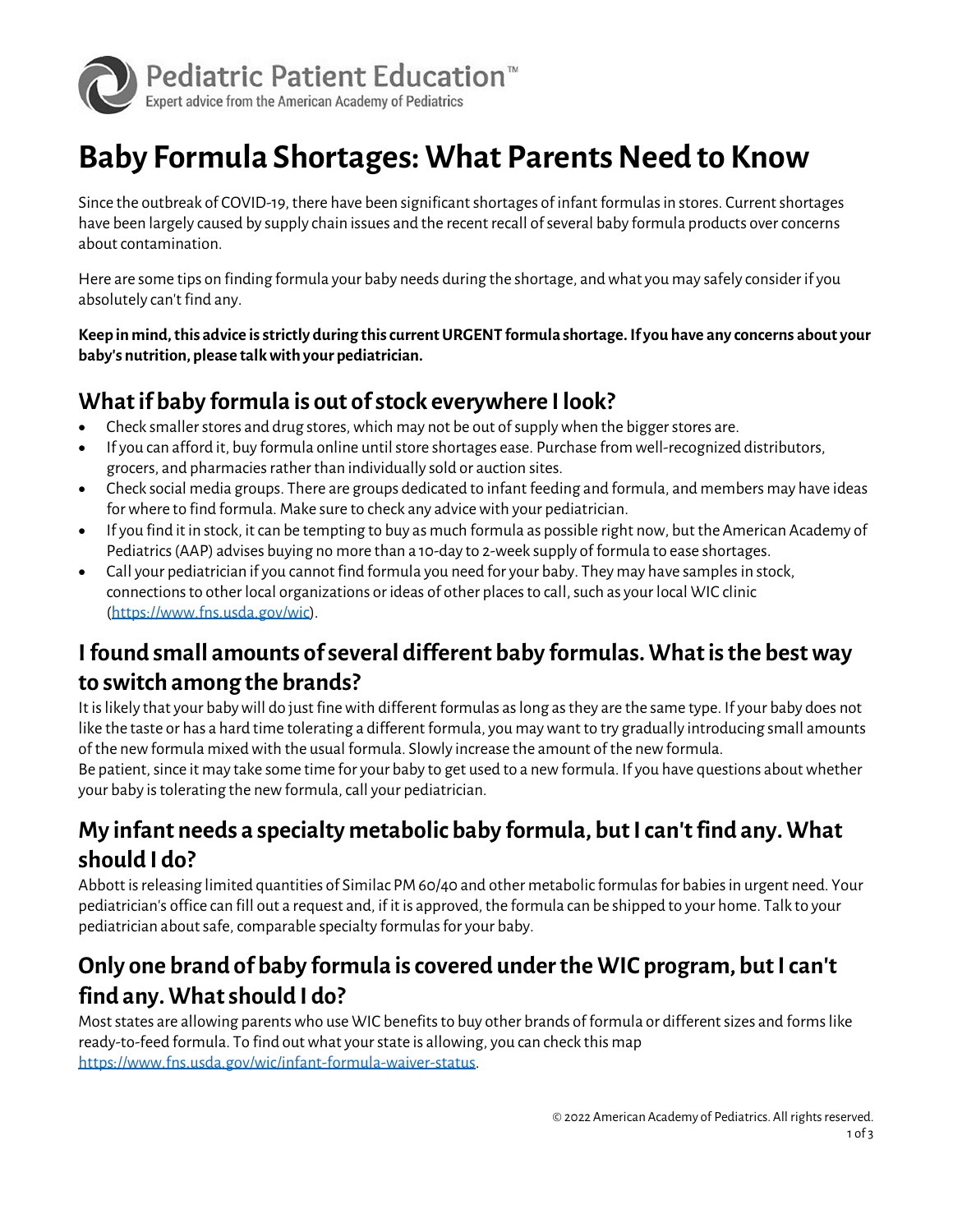Pediatric Patient Education™
Expert advice from the American Academy of Pediatrics

# Baby Formula Shortages: What Parents Need to Know

Since the outbreak of COVID-19, there have been significant shortages of infant formulas in stores. Current shortages have been largely caused by supply chain issues and the recent recall of several baby formula products over concerns about contamination.

Here are some tips on finding formula your baby needs during the shortage, and what you may safely consider if you absolutely can't find any.

**Keep in mind, this advice is strictly during this current URGENT formula shortage. If you have any concerns about your baby's nutrition, please talk with your pediatrician.**

## What if baby formula is out of stock everywhere I look?

- Check smaller stores and drug stores, which may not be out of supply when the bigger stores are.
- If you can afford it, buy formula online until store shortages ease. Purchase from well-recognized distributors, grocers, and pharmacies rather than individually sold or auction sites.
- Check social media groups. There are groups dedicated to infant feeding and formula, and members may have ideas for where to find formula. Make sure to check any advice with your pediatrician.
- If you find it in stock, it can be tempting to buy as much formula as possible right now, but the American Academy of Pediatrics (AAP) advises buying no more than a 10-day to 2-week supply of formula to ease shortages.
- Call your pediatrician if you cannot find formula you need for your baby. They may have samples in stock, connections to other local organizations or ideas of other places to call, such as your local WIC clinic (https://www.fns.usda.gov/wic).

## I found small amounts of several different baby formulas. What is the best way to switch among the brands?

It is likely that your baby will do just fine with different formulas as long as they are the same type. If your baby does not like the taste or has a hard time tolerating a different formula, you may want to try gradually introducing small amounts of the new formula mixed with the usual formula. Slowly increase the amount of the new formula.
Be patient, since it may take some time for your baby to get used to a new formula. If you have questions about whether your baby is tolerating the new formula, call your pediatrician.

## My infant needs a specialty metabolic baby formula, but I can't find any. What should I do?

Abbott is releasing limited quantities of Similac PM 60/40 and other metabolic formulas for babies in urgent need. Your pediatrician's office can fill out a request and, if it is approved, the formula can be shipped to your home. Talk to your pediatrician about safe, comparable specialty formulas for your baby.

## Only one brand of baby formula is covered under the WIC program, but I can't find any. What should I do?

Most states are allowing parents who use WIC benefits to buy other brands of formula or different sizes and forms like ready-to-feed formula. To find out what your state is allowing, you can check this map https://www.fns.usda.gov/wic/infant-formula-waiver-status.

© 2022 American Academy of Pediatrics. All rights reserved.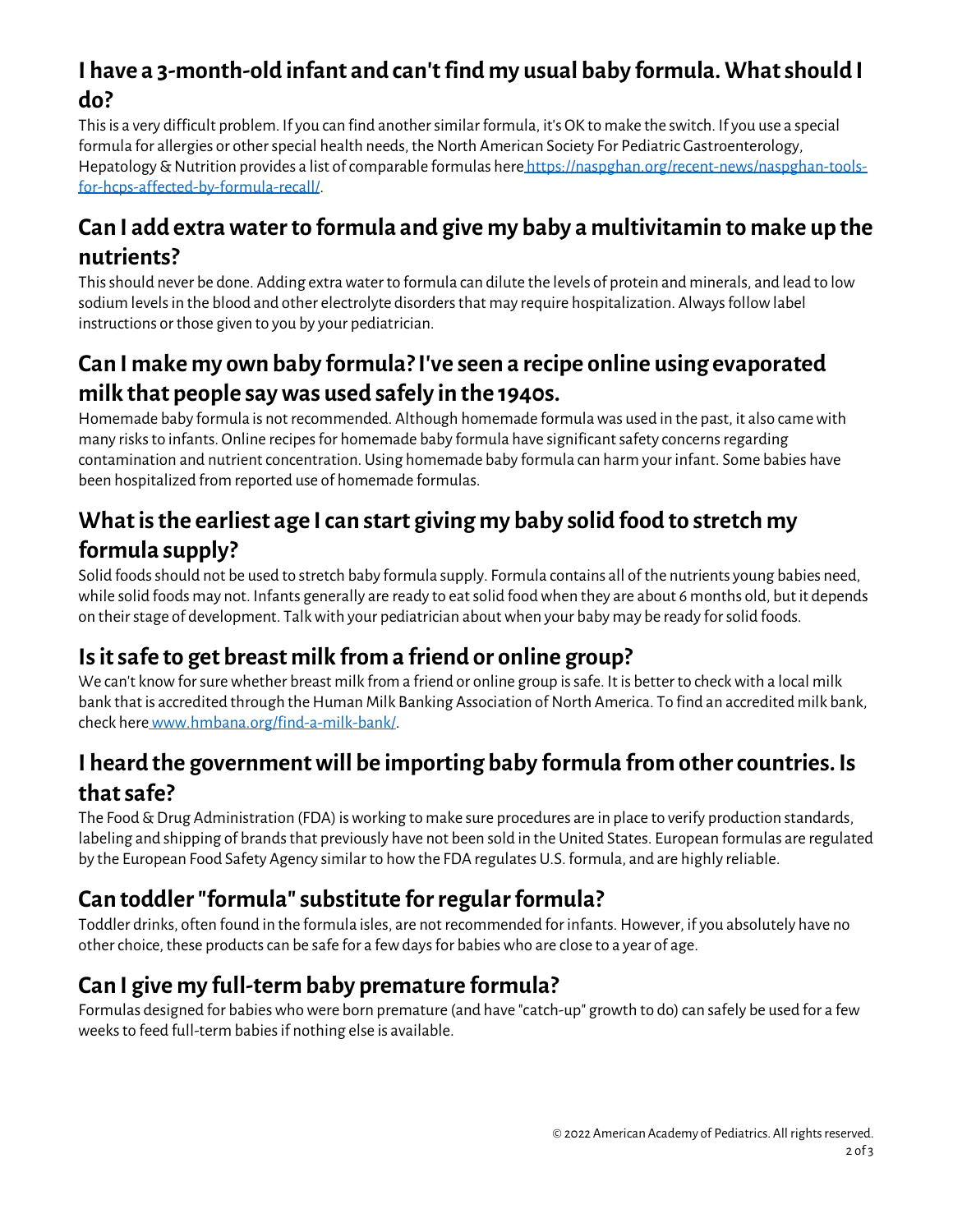## I have a 3-month-old infant and can't find my usual baby formula. What should I do?

This is a very difficult problem. If you can find another similar formula, it's OK to make the switch. If you use a special formula for allergies or other special health needs, the North American Society For Pediatric Gastroenterology, Hepatology & Nutrition provides a list of comparable formulas here [https://naspghan.org/recent-news/naspghan-tools-for-hcps-affected-by-formula-recall/](https://naspghan.org/recent-news/naspghan-tools-for-hcps-affected-by-formula-recall/).

## Can I add extra water to formula and give my baby a multivitamin to make up the nutrients?

This should never be done. Adding extra water to formula can dilute the levels of protein and minerals, and lead to low sodium levels in the blood and other electrolyte disorders that may require hospitalization. Always follow label instructions or those given to you by your pediatrician.

## Can I make my own baby formula? I've seen a recipe online using evaporated milk that people say was used safely in the 1940s.

Homemade baby formula is not recommended. Although homemade formula was used in the past, it also came with many risks to infants. Online recipes for homemade baby formula have significant safety concerns regarding contamination and nutrient concentration. Using homemade baby formula can harm your infant. Some babies have been hospitalized from reported use of homemade formulas.

## What is the earliest age I can start giving my baby solid food to stretch my formula supply?

Solid foods should not be used to stretch baby formula supply. Formula contains all of the nutrients young babies need, while solid foods may not. Infants generally are ready to eat solid food when they are about 6 months old, but it depends on their stage of development. Talk with your pediatrician about when your baby may be ready for solid foods.

## Is it safe to get breast milk from a friend or online group?

We can't know for sure whether breast milk from a friend or online group is safe. It is better to check with a local milk bank that is accredited through the Human Milk Banking Association of North America. To find an accredited milk bank, check here [www.hmbana.org/find-a-milk-bank/](https://www.hmbana.org/find-a-milk-bank/).

## I heard the government will be importing baby formula from other countries. Is that safe?

The Food & Drug Administration (FDA) is working to make sure procedures are in place to verify production standards, labeling and shipping of brands that previously have not been sold in the United States. European formulas are regulated by the European Food Safety Agency similar to how the FDA regulates U.S. formula, and are highly reliable.

## Can toddler "formula" substitute for regular formula?

Toddler drinks, often found in the formula isles, are not recommended for infants. However, if you absolutely have no other choice, these products can be safe for a few days for babies who are close to a year of age.

## Can I give my full-term baby premature formula?

Formulas designed for babies who were born premature (and have "catch-up" growth to do) can safely be used for a few weeks to feed full-term babies if nothing else is available.

© 2022 American Academy of Pediatrics. All rights reserved.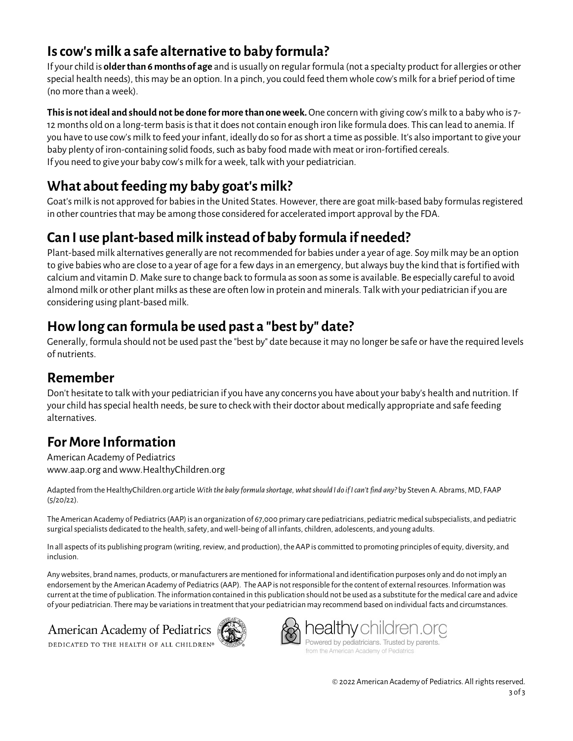## Is cow's milk a safe alternative to baby formula?

If your child is **older than 6 months of age** and is usually on regular formula (not a specialty product for allergies or other special health needs), this may be an option. In a pinch, you could feed them whole cow's milk for a brief period of time (no more than a week).

**This is not ideal and should not be done for more than one week.** One concern with giving cow's milk to a baby who is 7-12 months old on a long-term basis is that it does not contain enough iron like formula does. This can lead to anemia. If you have to use cow's milk to feed your infant, ideally do so for as short a time as possible. It's also important to give your baby plenty of iron-containing solid foods, such as baby food made with meat or iron-fortified cereals.
If you need to give your baby cow's milk for a week, talk with your pediatrician.

## What about feeding my baby goat's milk?

Goat's milk is not approved for babies in the United States. However, there are goat milk-based baby formulas registered in other countries that may be among those considered for accelerated import approval by the FDA.

## Can I use plant-based milk instead of baby formula if needed?

Plant-based milk alternatives generally are not recommended for babies under a year of age. Soy milk may be an option to give babies who are close to a year of age for a few days in an emergency, but always buy the kind that is fortified with calcium and vitamin D. Make sure to change back to formula as soon as some is available. Be especially careful to avoid almond milk or other plant milks as these are often low in protein and minerals. Talk with your pediatrician if you are considering using plant-based milk.

## How long can formula be used past a "best by" date?

Generally, formula should not be used past the "best by" date because it may no longer be safe or have the required levels of nutrients.

## Remember

Don't hesitate to talk with your pediatrician if you have any concerns you have about your baby's health and nutrition. If your child has special health needs, be sure to check with their doctor about medically appropriate and safe feeding alternatives.

## For More Information

American Academy of Pediatrics
www.aap.org and www.HealthyChildren.org

Adapted from the HealthyChildren.org article *With the baby formula shortage, what should I do if I can't find any?* by Steven A. Abrams, MD, FAAP (5/20/22).

The American Academy of Pediatrics (AAP) is an organization of 67,000 primary care pediatricians, pediatric medical subspecialists, and pediatric surgical specialists dedicated to the health, safety, and well-being of all infants, children, adolescents, and young adults.

In all aspects of its publishing program (writing, review, and production), the AAP is committed to promoting principles of equity, diversity, and inclusion.

Any websites, brand names, products, or manufacturers are mentioned for informational and identification purposes only and do not imply an endorsement by the American Academy of Pediatrics (AAP). The AAP is not responsible for the content of external resources. Information was current at the time of publication. The information contained in this publication should not be used as a substitute for the medical care and advice of your pediatrician. There may be variations in treatment that your pediatrician may recommend based on individual facts and circumstances.

American Academy of Pediatrics
DEDICATED TO THE HEALTH OF ALL CHILDREN®

healthychildren.org
Powered by pediatricians. Trusted by parents.
from the American Academy of Pediatrics

© 2022 American Academy of Pediatrics. All rights reserved.